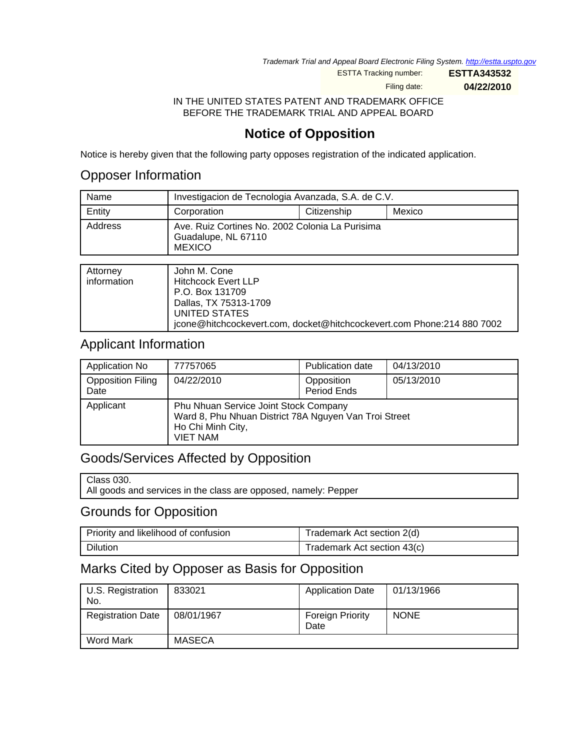Trademark Trial and Appeal Board Electronic Filing System. http://estta.uspto.gov

ESTTA Tracking number: **ESTTA343532**

Filing date: **04/22/2010**

IN THE UNITED STATES PATENT AND TRADEMARK OFFICE
BEFORE THE TRADEMARK TRIAL AND APPEAL BOARD

# Notice of Opposition

Notice is hereby given that the following party opposes registration of the indicated application.

## Opposer Information

| Name | Investigacion de Tecnologia Avanzada, S.A. de C.V. | | |
|---|---|---|---|
| Entity | Corporation | Citizenship | Mexico |
| Address | Ave. Ruiz Cortines No. 2002 Colonia La Purisima<br>Guadalupe, NL 67110<br>MEXICO | | |

| Attorney information | John M. Cone<br>Hitchcock Evert LLP<br>P.O. Box 131709<br>Dallas, TX 75313-1709<br>UNITED STATES<br>jcone@hitchcockevert.com, docket@hitchcockevert.com Phone:214 880 7002 |
|---|---|

## Applicant Information

| Application No | 77757065 | Publication date | 04/13/2010 |
|---|---|---|---|
| Opposition Filing Date | 04/22/2010 | Opposition Period Ends | 05/13/2010 |
| Applicant | Phu Nhuan Service Joint Stock Company<br>Ward 8, Phu Nhuan District 78A Nguyen Van Troi Street<br>Ho Chi Minh City,<br>VIET NAM | | |

## Goods/Services Affected by Opposition

Class 030.
All goods and services in the class are opposed, namely: Pepper

## Grounds for Opposition

| Priority and likelihood of confusion | Trademark Act section 2(d) |
|---|---|
| Dilution | Trademark Act section 43(c) |

## Marks Cited by Opposer as Basis for Opposition

| U.S. Registration No. | 833021 | Application Date | 01/13/1966 |
|---|---|---|---|
| Registration Date | 08/01/1967 | Foreign Priority Date | NONE |
| Word Mark | MASECA | | |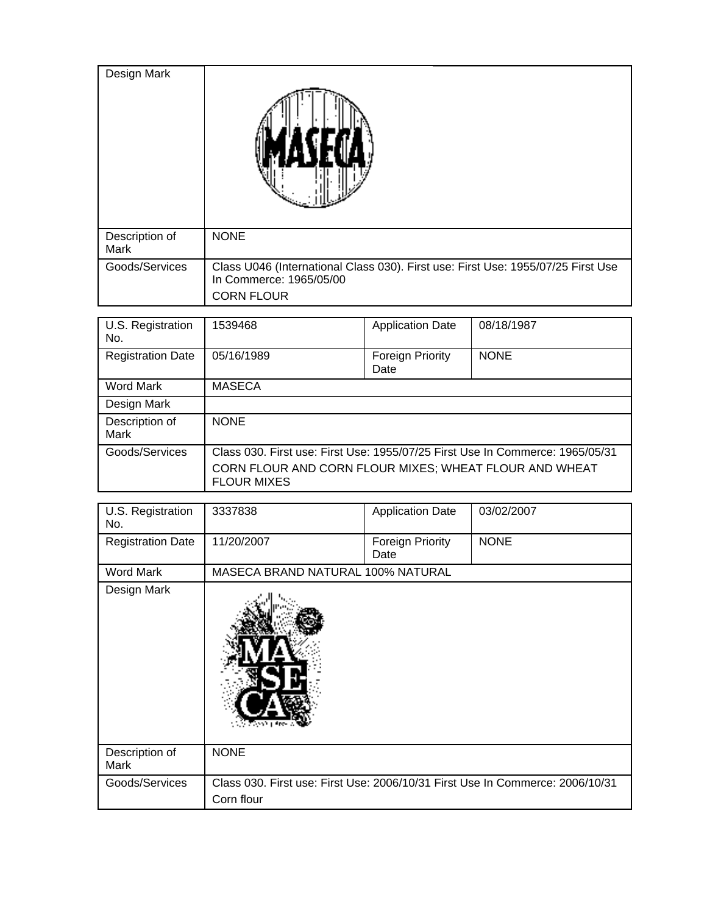| Design Mark | |
|---|---|
| Description of Mark | NONE |
| Goods/Services | Class U046 (International Class 030). First use: First Use: 1955/07/25 First Use In Commerce: 1965/05/00<br>CORN FLOUR |

| U.S. Registration No. | 1539468 | Application Date | 08/18/1987 |
|---|---|---|---|
| Registration Date | 05/16/1989 | Foreign Priority Date | NONE |
| Word Mark | MASECA | | |
| Design Mark | | | |
| Description of Mark | NONE | | |
| Goods/Services | Class 030. First use: First Use: 1955/07/25 First Use In Commerce: 1965/05/31<br>CORN FLOUR AND CORN FLOUR MIXES; WHEAT FLOUR AND WHEAT FLOUR MIXES | | |

| U.S. Registration No. | 3337838 | Application Date | 03/02/2007 |
|---|---|---|---|
| Registration Date | 11/20/2007 | Foreign Priority Date | NONE |
| Word Mark | MASECA BRAND NATURAL 100% NATURAL | | |
| Design Mark | | | |
| Description of Mark | NONE | | |
| Goods/Services | Class 030. First use: First Use: 2006/10/31 First Use In Commerce: 2006/10/31<br>Corn flour | | |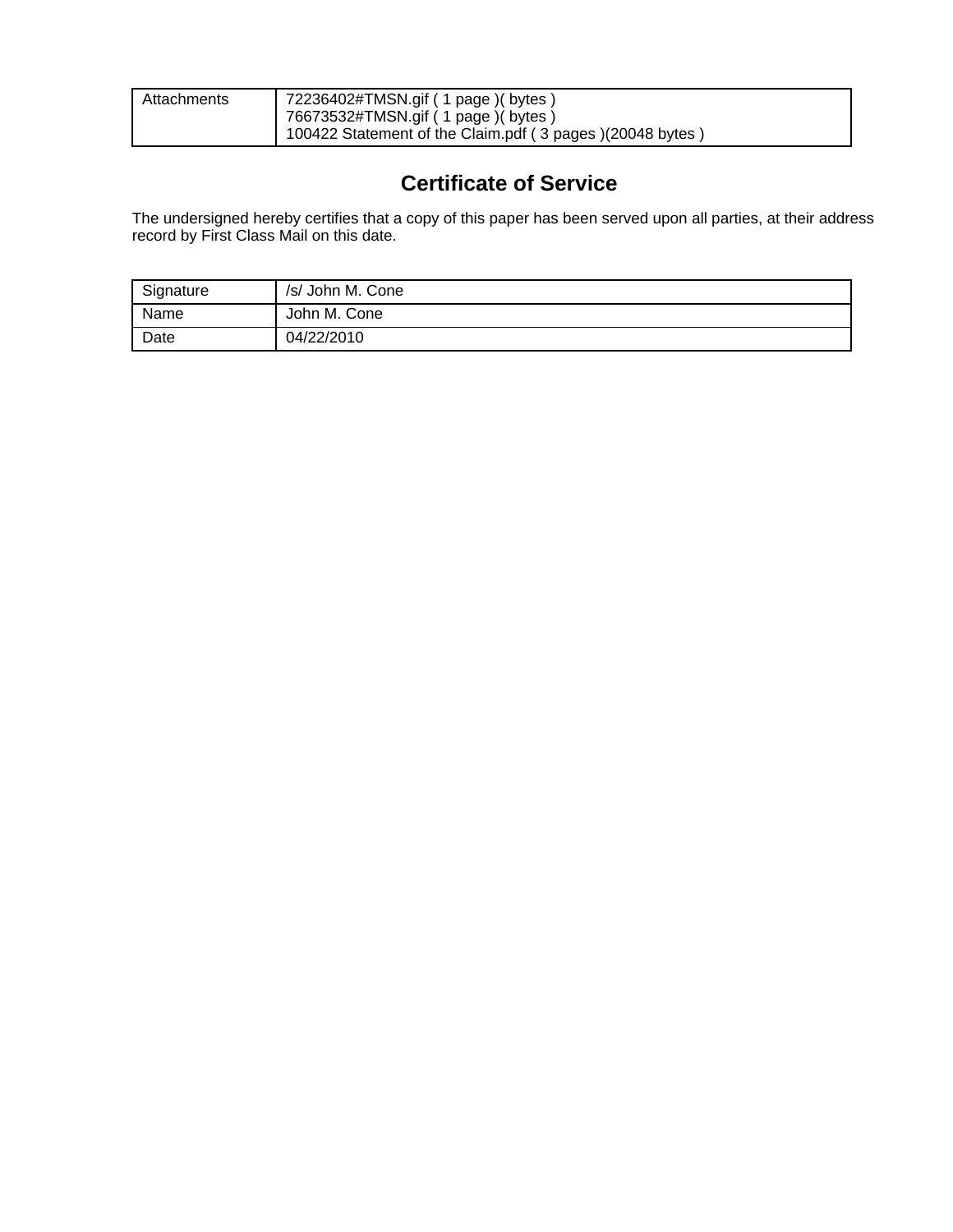| Attachments | 72236402#TMSN.gif ( 1 page )( bytes )<br>76673532#TMSN.gif ( 1 page )( bytes )<br>100422 Statement of the Claim.pdf ( 3 pages )(20048 bytes ) |
|---|---|

## Certificate of Service

The undersigned hereby certifies that a copy of this paper has been served upon all parties, at their address record by First Class Mail on this date.

| Signature | /s/ John M. Cone |
|---|---|
| Name | John M. Cone |
| Date | 04/22/2010 |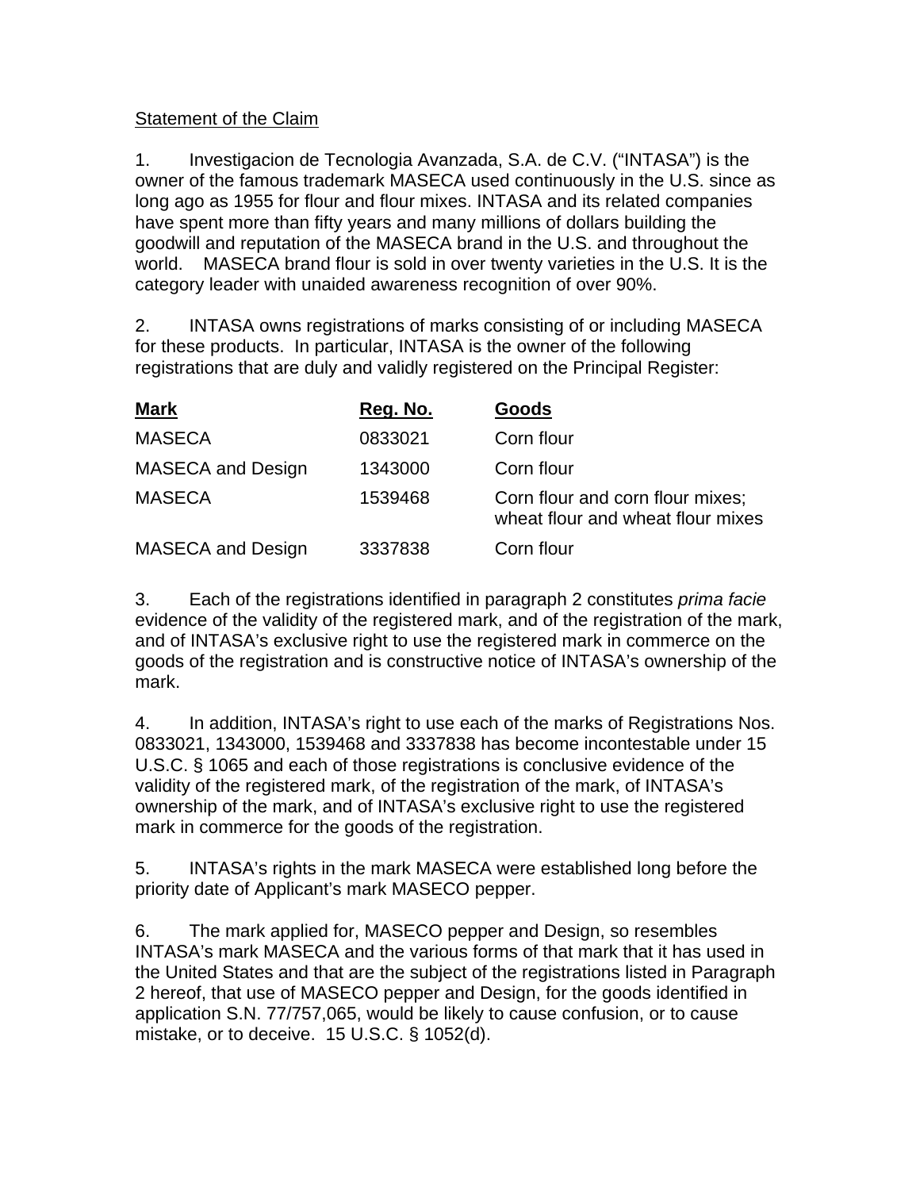Statement of the Claim

1. Investigacion de Tecnologia Avanzada, S.A. de C.V. ("INTASA") is the owner of the famous trademark MASECA used continuously in the U.S. since as long ago as 1955 for flour and flour mixes. INTASA and its related companies have spent more than fifty years and many millions of dollars building the goodwill and reputation of the MASECA brand in the U.S. and throughout the world. MASECA brand flour is sold in over twenty varieties in the U.S. It is the category leader with unaided awareness recognition of over 90%.

2. INTASA owns registrations of marks consisting of or including MASECA for these products. In particular, INTASA is the owner of the following registrations that are duly and validly registered on the Principal Register:

| Mark | Reg. No. | Goods |
|---|---|---|
| MASECA | 0833021 | Corn flour |
| MASECA and Design | 1343000 | Corn flour |
| MASECA | 1539468 | Corn flour and corn flour mixes; wheat flour and wheat flour mixes |
| MASECA and Design | 3337838 | Corn flour |

3. Each of the registrations identified in paragraph 2 constitutes *prima facie* evidence of the validity of the registered mark, and of the registration of the mark, and of INTASA's exclusive right to use the registered mark in commerce on the goods of the registration and is constructive notice of INTASA's ownership of the mark.

4. In addition, INTASA's right to use each of the marks of Registrations Nos. 0833021, 1343000, 1539468 and 3337838 has become incontestable under 15 U.S.C. § 1065 and each of those registrations is conclusive evidence of the validity of the registered mark, of the registration of the mark, of INTASA's ownership of the mark, and of INTASA's exclusive right to use the registered mark in commerce for the goods of the registration.

5. INTASA's rights in the mark MASECA were established long before the priority date of Applicant's mark MASECO pepper.

6. The mark applied for, MASECO pepper and Design, so resembles INTASA's mark MASECA and the various forms of that mark that it has used in the United States and that are the subject of the registrations listed in Paragraph 2 hereof, that use of MASECO pepper and Design, for the goods identified in application S.N. 77/757,065, would be likely to cause confusion, or to cause mistake, or to deceive. 15 U.S.C. § 1052(d).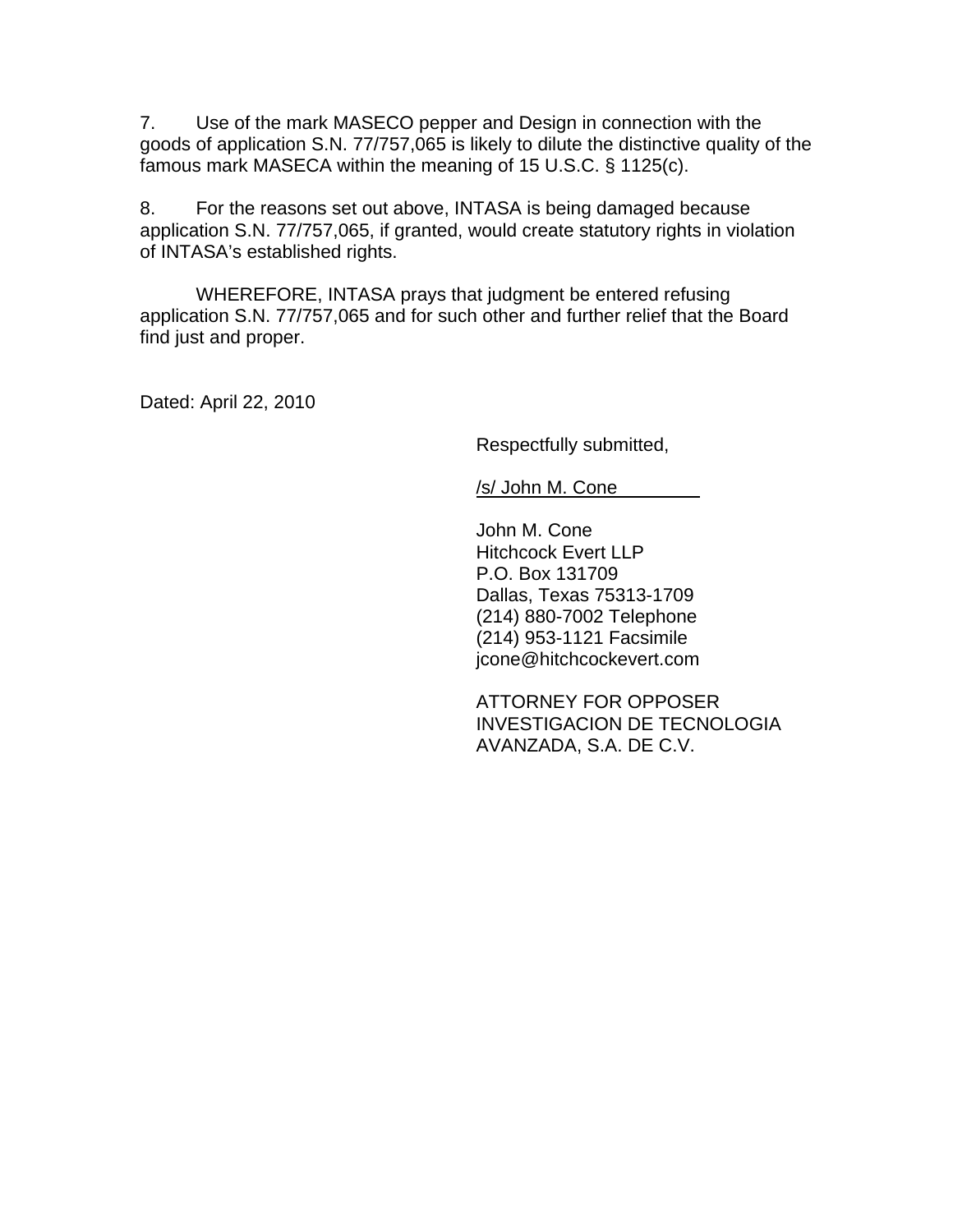7. Use of the mark MASECO pepper and Design in connection with the goods of application S.N. 77/757,065 is likely to dilute the distinctive quality of the famous mark MASECA within the meaning of 15 U.S.C. § 1125(c).

8. For the reasons set out above, INTASA is being damaged because application S.N. 77/757,065, if granted, would create statutory rights in violation of INTASA's established rights.

WHEREFORE, INTASA prays that judgment be entered refusing application S.N. 77/757,065 and for such other and further relief that the Board find just and proper.

Dated: April 22, 2010

Respectfully submitted,

/s/ John M. Cone

John M. Cone
Hitchcock Evert LLP
P.O. Box 131709
Dallas, Texas 75313-1709
(214) 880-7002 Telephone
(214) 953-1121 Facsimile
jcone@hitchcockevert.com

ATTORNEY FOR OPPOSER
INVESTIGACION DE TECNOLOGIA
AVANZADA, S.A. DE C.V.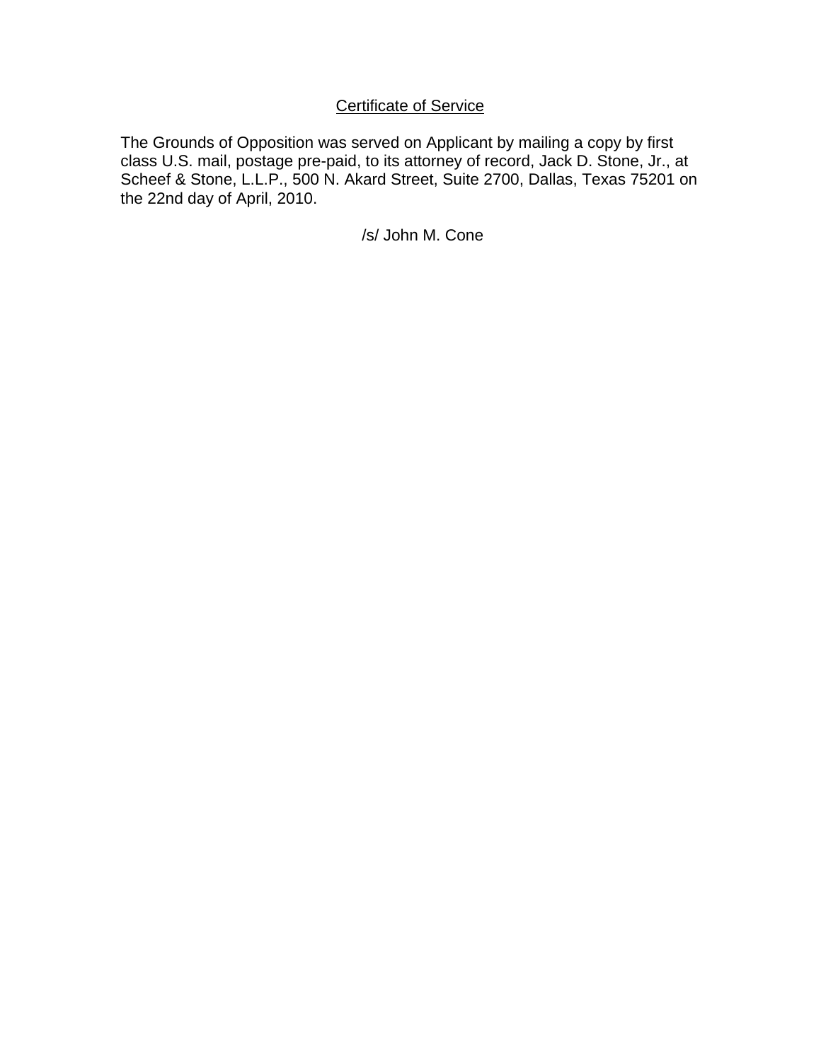## Certificate of Service

The Grounds of Opposition was served on Applicant by mailing a copy by first class U.S. mail, postage pre-paid, to its attorney of record, Jack D. Stone, Jr., at Scheef & Stone, L.L.P., 500 N. Akard Street, Suite 2700, Dallas, Texas 75201 on the 22nd day of April, 2010.

/s/ John M. Cone